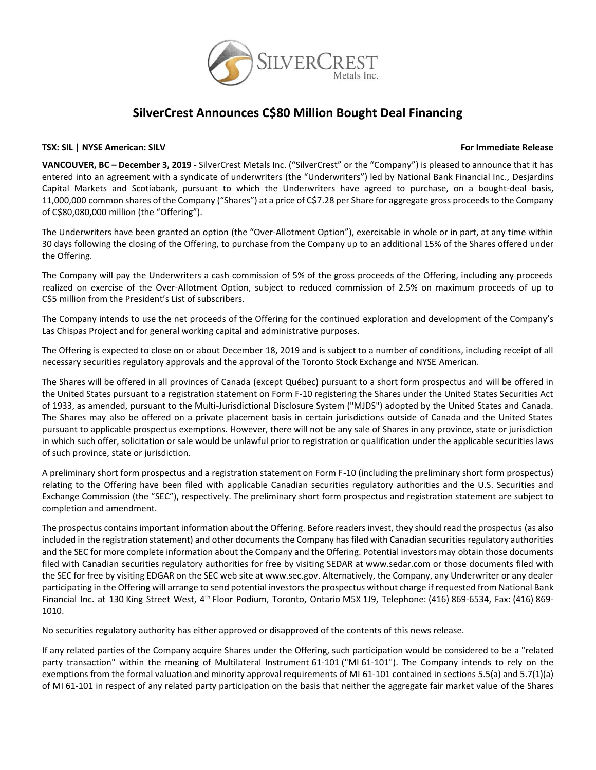# SilverCrest Announces C$80 Million Bought Deal Financing

**TSX: SIL | NYSE American: SILV** **For Immediate Release**

**VANCOUVER, BC – December 3, 2019** - SilverCrest Metals Inc. ("SilverCrest" or the "Company") is pleased to announce that it has entered into an agreement with a syndicate of underwriters (the "Underwriters") led by National Bank Financial Inc., Desjardins Capital Markets and Scotiabank, pursuant to which the Underwriters have agreed to purchase, on a bought-deal basis, 11,000,000 common shares of the Company ("Shares") at a price of C$7.28 per Share for aggregate gross proceeds to the Company of C$80,080,000 million (the "Offering").

The Underwriters have been granted an option (the "Over-Allotment Option"), exercisable in whole or in part, at any time within 30 days following the closing of the Offering, to purchase from the Company up to an additional 15% of the Shares offered under the Offering.

The Company will pay the Underwriters a cash commission of 5% of the gross proceeds of the Offering, including any proceeds realized on exercise of the Over-Allotment Option, subject to reduced commission of 2.5% on maximum proceeds of up to C$5 million from the President's List of subscribers.

The Company intends to use the net proceeds of the Offering for the continued exploration and development of the Company's Las Chispas Project and for general working capital and administrative purposes.

The Offering is expected to close on or about December 18, 2019 and is subject to a number of conditions, including receipt of all necessary securities regulatory approvals and the approval of the Toronto Stock Exchange and NYSE American.

The Shares will be offered in all provinces of Canada (except Québec) pursuant to a short form prospectus and will be offered in the United States pursuant to a registration statement on Form F-10 registering the Shares under the United States Securities Act of 1933, as amended, pursuant to the Multi-Jurisdictional Disclosure System ("MJDS") adopted by the United States and Canada. The Shares may also be offered on a private placement basis in certain jurisdictions outside of Canada and the United States pursuant to applicable prospectus exemptions. However, there will not be any sale of Shares in any province, state or jurisdiction in which such offer, solicitation or sale would be unlawful prior to registration or qualification under the applicable securities laws of such province, state or jurisdiction.

A preliminary short form prospectus and a registration statement on Form F-10 (including the preliminary short form prospectus) relating to the Offering have been filed with applicable Canadian securities regulatory authorities and the U.S. Securities and Exchange Commission (the "SEC"), respectively. The preliminary short form prospectus and registration statement are subject to completion and amendment.

The prospectus contains important information about the Offering. Before readers invest, they should read the prospectus (as also included in the registration statement) and other documents the Company has filed with Canadian securities regulatory authorities and the SEC for more complete information about the Company and the Offering. Potential investors may obtain those documents filed with Canadian securities regulatory authorities for free by visiting SEDAR at www.sedar.com or those documents filed with the SEC for free by visiting EDGAR on the SEC web site at www.sec.gov. Alternatively, the Company, any Underwriter or any dealer participating in the Offering will arrange to send potential investors the prospectus without charge if requested from National Bank Financial Inc. at 130 King Street West, 4th Floor Podium, Toronto, Ontario M5X 1J9, Telephone: (416) 869-6534, Fax: (416) 869-1010.

No securities regulatory authority has either approved or disapproved of the contents of this news release.

If any related parties of the Company acquire Shares under the Offering, such participation would be considered to be a "related party transaction" within the meaning of Multilateral Instrument 61-101 ("MI 61-101"). The Company intends to rely on the exemptions from the formal valuation and minority approval requirements of MI 61-101 contained in sections 5.5(a) and 5.7(1)(a) of MI 61-101 in respect of any related party participation on the basis that neither the aggregate fair market value of the Shares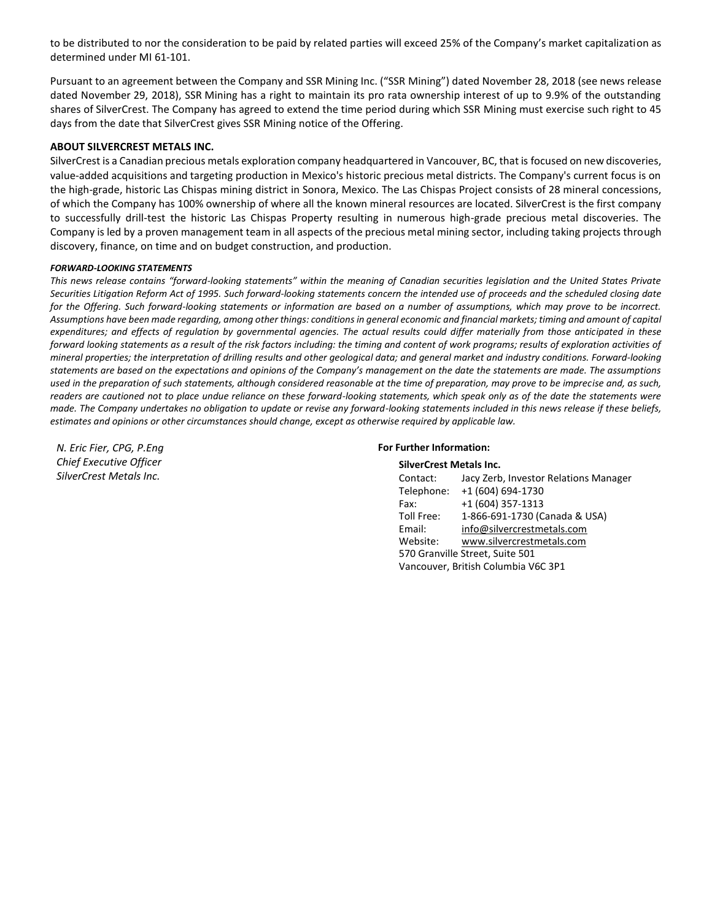to be distributed to nor the consideration to be paid by related parties will exceed 25% of the Company's market capitalization as determined under MI 61-101.

Pursuant to an agreement between the Company and SSR Mining Inc. ("SSR Mining") dated November 28, 2018 (see news release dated November 29, 2018), SSR Mining has a right to maintain its pro rata ownership interest of up to 9.9% of the outstanding shares of SilverCrest. The Company has agreed to extend the time period during which SSR Mining must exercise such right to 45 days from the date that SilverCrest gives SSR Mining notice of the Offering.

**ABOUT SILVERCREST METALS INC.**

SilverCrest is a Canadian precious metals exploration company headquartered in Vancouver, BC, that is focused on new discoveries, value-added acquisitions and targeting production in Mexico's historic precious metal districts. The Company's current focus is on the high-grade, historic Las Chispas mining district in Sonora, Mexico. The Las Chispas Project consists of 28 mineral concessions, of which the Company has 100% ownership of where all the known mineral resources are located. SilverCrest is the first company to successfully drill-test the historic Las Chispas Property resulting in numerous high-grade precious metal discoveries. The Company is led by a proven management team in all aspects of the precious metal mining sector, including taking projects through discovery, finance, on time and on budget construction, and production.

***FORWARD-LOOKING STATEMENTS***

*This news release contains "forward-looking statements" within the meaning of Canadian securities legislation and the United States Private Securities Litigation Reform Act of 1995. Such forward-looking statements concern the intended use of proceeds and the scheduled closing date for the Offering. Such forward-looking statements or information are based on a number of assumptions, which may prove to be incorrect. Assumptions have been made regarding, among other things: conditions in general economic and financial markets; timing and amount of capital expenditures; and effects of regulation by governmental agencies. The actual results could differ materially from those anticipated in these forward looking statements as a result of the risk factors including: the timing and content of work programs; results of exploration activities of mineral properties; the interpretation of drilling results and other geological data; and general market and industry conditions. Forward-looking statements are based on the expectations and opinions of the Company's management on the date the statements are made. The assumptions used in the preparation of such statements, although considered reasonable at the time of preparation, may prove to be imprecise and, as such, readers are cautioned not to place undue reliance on these forward-looking statements, which speak only as of the date the statements were made. The Company undertakes no obligation to update or revise any forward-looking statements included in this news release if these beliefs, estimates and opinions or other circumstances should change, except as otherwise required by applicable law.*

*N. Eric Fier, CPG, P.Eng*
*Chief Executive Officer*
*SilverCrest Metals Inc.*

**For Further Information:**

**SilverCrest Metals Inc.**

| | |
|---|---|
| Contact: | Jacy Zerb, Investor Relations Manager |
| Telephone: | +1 (604) 694-1730 |
| Fax: | +1 (604) 357-1313 |
| Toll Free: | 1-866-691-1730 (Canada & USA) |
| Email: | info@silvercrestmetals.com |
| Website: | www.silvercrestmetals.com |

570 Granville Street, Suite 501
Vancouver, British Columbia V6C 3P1